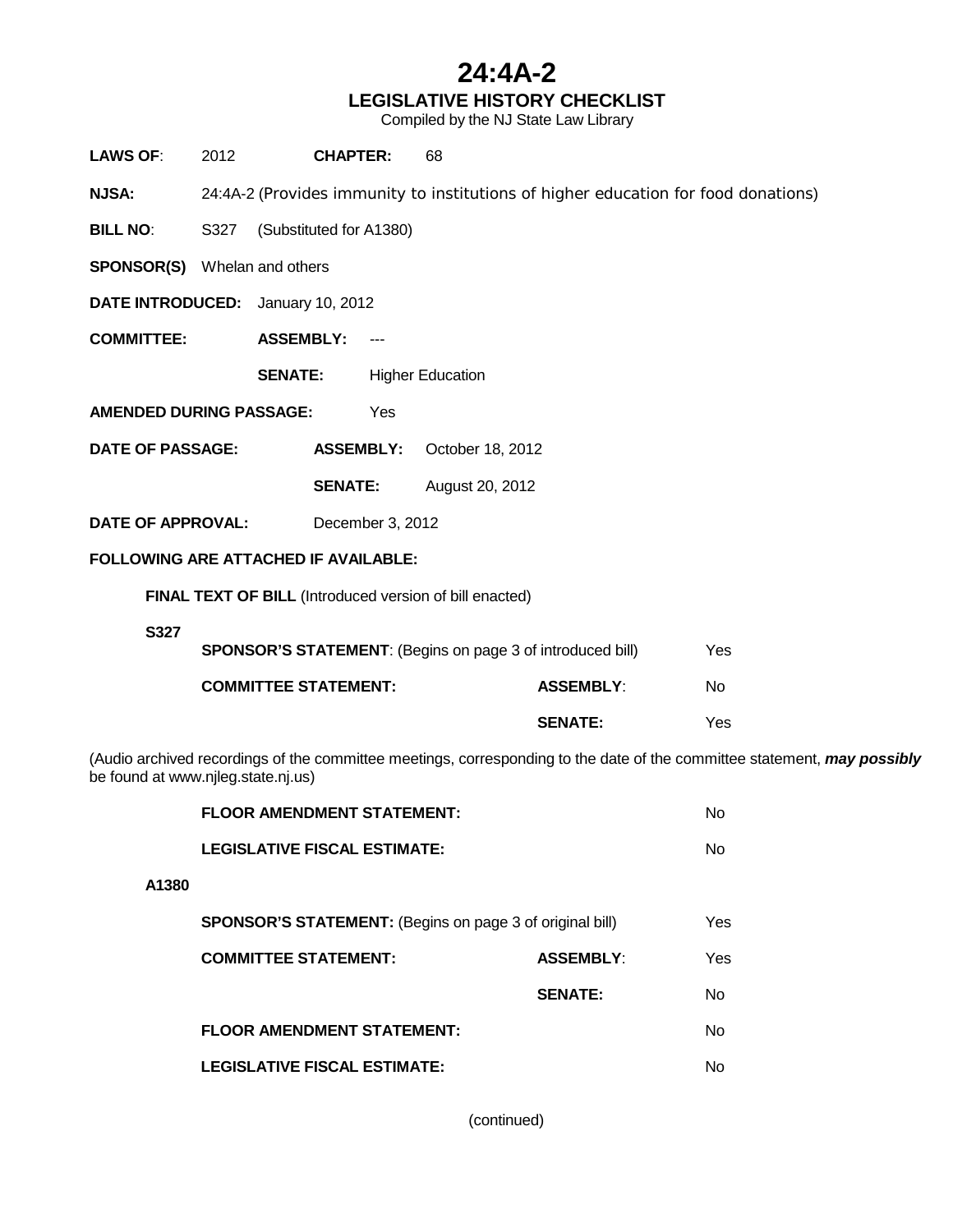# 24:4A-2

## LEGISLATIVE HISTORY CHECKLIST

Compiled by the NJ State Law Library

**LAWS OF**: 2012 **CHAPTER:** 68

**NJSA:** 24:4A-2 (Provides immunity to institutions of higher education for food donations)

**BILL NO**: S327 (Substituted for A1380)

**SPONSOR(S)** Whelan and others

**DATE INTRODUCED:** January 10, 2012

**COMMITTEE:** **ASSEMBLY:** ---

**SENATE:** Higher Education

**AMENDED DURING PASSAGE:** Yes

**DATE OF PASSAGE:** **ASSEMBLY:** October 18, 2012

**SENATE:** August 20, 2012

**DATE OF APPROVAL:** December 3, 2012

**FOLLOWING ARE ATTACHED IF AVAILABLE:**

**FINAL TEXT OF BILL** (Introduced version of bill enacted)

**S327**

| | | |
|---|---|---|
| **SPONSOR'S STATEMENT**: (Begins on page 3 of introduced bill) | | Yes |
| **COMMITTEE STATEMENT:** | **ASSEMBLY**: | No |
| | **SENATE:** | Yes |

(Audio archived recordings of the committee meetings, corresponding to the date of the committee statement, ***may possibly*** be found at www.njleg.state.nj.us)

| | |
|---|---|
| **FLOOR AMENDMENT STATEMENT:** | No |
| **LEGISLATIVE FISCAL ESTIMATE:** | No |

**A1380**

| | | |
|---|---|---|
| **SPONSOR'S STATEMENT:** (Begins on page 3 of original bill) | | Yes |
| **COMMITTEE STATEMENT:** | **ASSEMBLY**: | Yes |
| | **SENATE:** | No |
| **FLOOR AMENDMENT STATEMENT:** | | No |
| **LEGISLATIVE FISCAL ESTIMATE:** | | No |

(continued)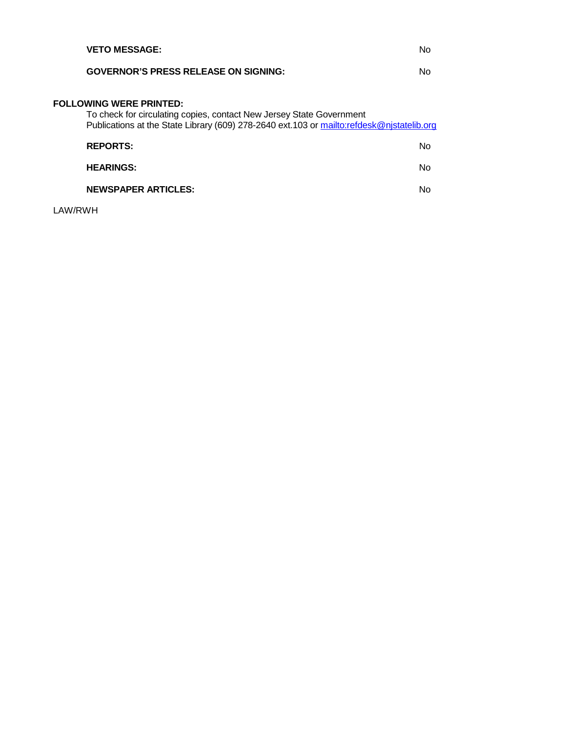**VETO MESSAGE:** No

**GOVERNOR'S PRESS RELEASE ON SIGNING:** No

**FOLLOWING WERE PRINTED:**

To check for circulating copies, contact New Jersey State Government Publications at the State Library (609) 278-2640 ext.103 or mailto:refdesk@njstatelib.org

**REPORTS:** No

**HEARINGS:** No

**NEWSPAPER ARTICLES:** No

LAW/RWH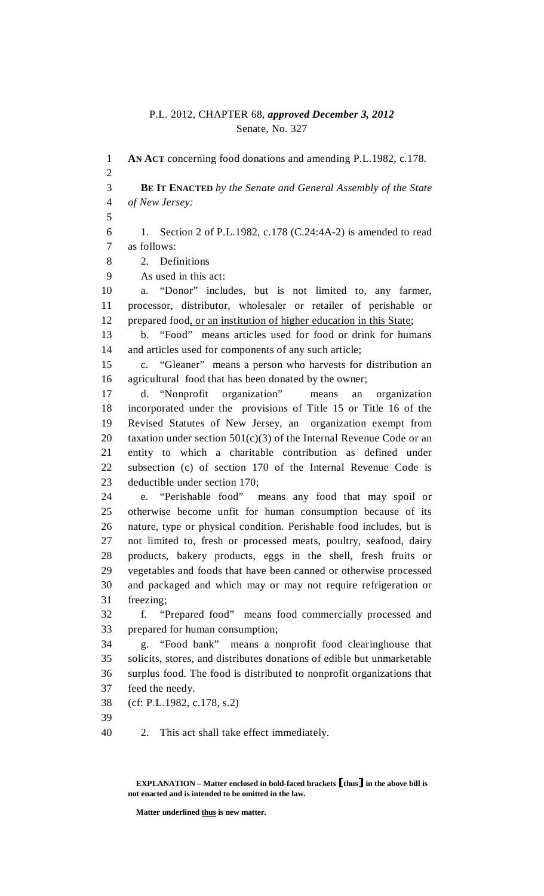P.L. 2012, CHAPTER 68, ***approved December 3, 2012***

Senate, No. 327

**AN ACT** concerning food donations and amending P.L.1982, c.178.

**BE IT ENACTED** *by the Senate and General Assembly of the State of New Jersey:*

1. Section 2 of P.L.1982, c.178 (C.24:4A-2) is amended to read as follows:

2. Definitions

As used in this act:

a. "Donor" includes, but is not limited to, any farmer, processor, distributor, wholesaler or retailer of perishable or prepared food<u>, or an institution of higher education in this State</u>;

b. "Food" means articles used for food or drink for humans and articles used for components of any such article;

c. "Gleaner" means a person who harvests for distribution an agricultural food that has been donated by the owner;

d. "Nonprofit organization" means an organization incorporated under the provisions of Title 15 or Title 16 of the Revised Statutes of New Jersey, an organization exempt from taxation under section 501(c)(3) of the Internal Revenue Code or an entity to which a charitable contribution as defined under subsection (c) of section 170 of the Internal Revenue Code is deductible under section 170;

e. "Perishable food" means any food that may spoil or otherwise become unfit for human consumption because of its nature, type or physical condition. Perishable food includes, but is not limited to, fresh or processed meats, poultry, seafood, dairy products, bakery products, eggs in the shell, fresh fruits or vegetables and foods that have been canned or otherwise processed and packaged and which may or may not require refrigeration or freezing;

f. "Prepared food" means food commercially processed and prepared for human consumption;

g. "Food bank" means a nonprofit food clearinghouse that solicits, stores, and distributes donations of edible but unmarketable surplus food. The food is distributed to nonprofit organizations that feed the needy.

(cf: P.L.1982, c.178, s.2)

2. This act shall take effect immediately.

**EXPLANATION – Matter enclosed in bold-faced brackets [thus] in the above bill is not enacted and is intended to be omitted in the law.**

**Matter underlined <u>thus</u> is new matter.**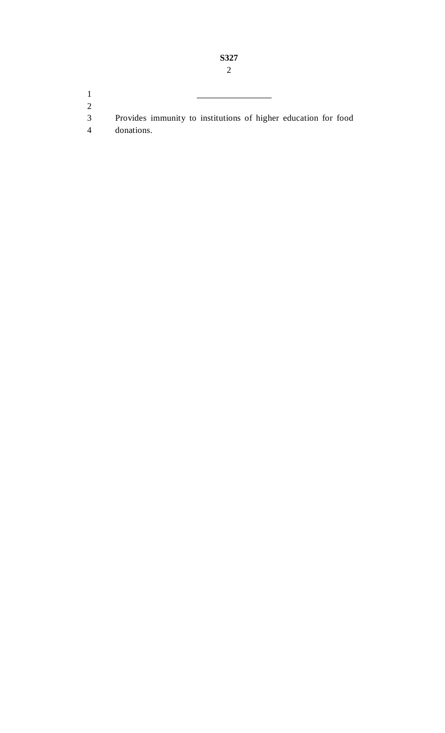---

Provides immunity to institutions of higher education for food donations.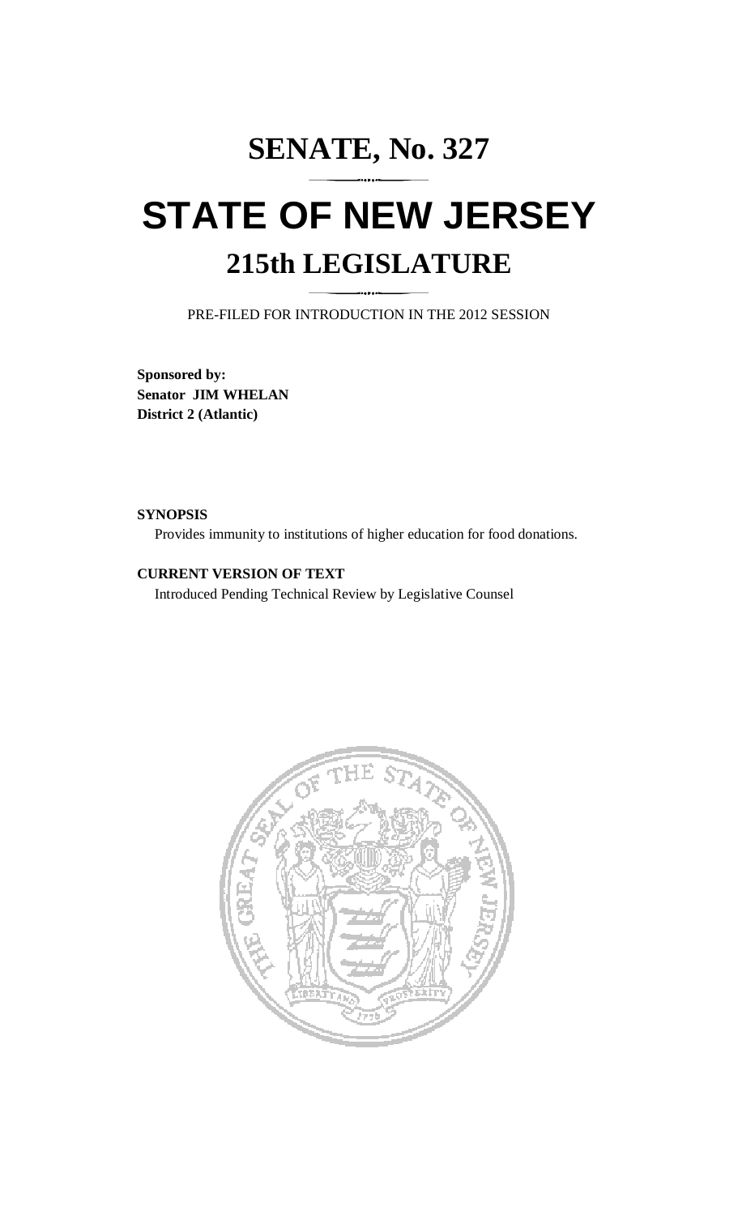# SENATE, No. 327

# STATE OF NEW JERSEY

## 215th LEGISLATURE

PRE-FILED FOR INTRODUCTION IN THE 2012 SESSION

**Sponsored by:**
**Senator JIM WHELAN**
**District 2 (Atlantic)**

**SYNOPSIS**

Provides immunity to institutions of higher education for food donations.

**CURRENT VERSION OF TEXT**

Introduced Pending Technical Review by Legislative Counsel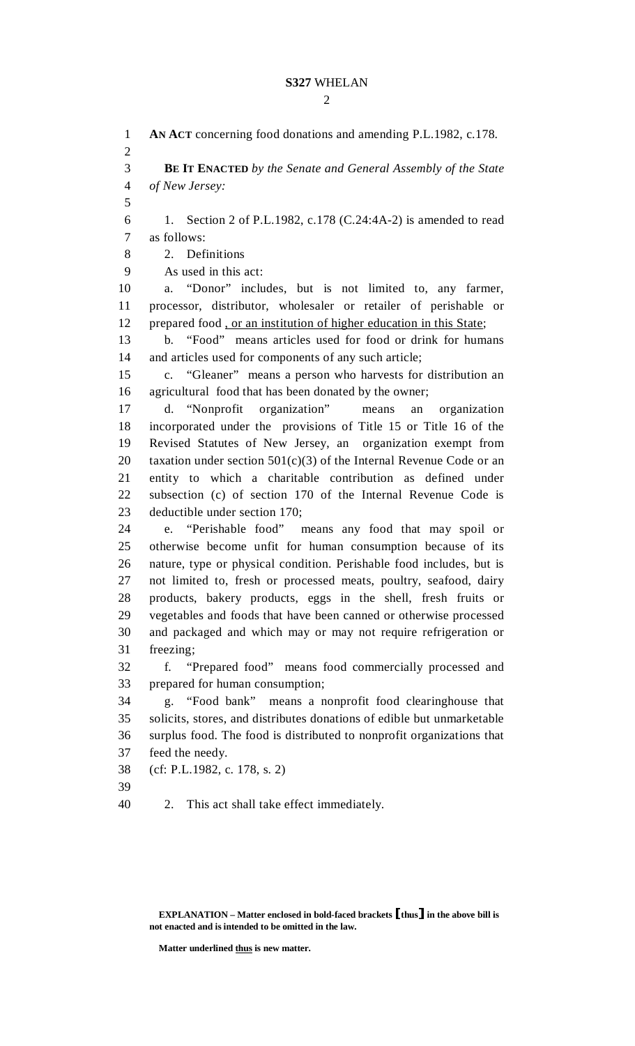**AN ACT** concerning food donations and amending P.L.1982, c.178.

**BE IT ENACTED** *by the Senate and General Assembly of the State of New Jersey:*

1. Section 2 of P.L.1982, c.178 (C.24:4A-2) is amended to read as follows:

2. Definitions

As used in this act:

a. "Donor" includes, but is not limited to, any farmer, processor, distributor, wholesaler or retailer of perishable or prepared food <u>, or an institution of higher education in this State</u>;

b. "Food" means articles used for food or drink for humans and articles used for components of any such article;

c. "Gleaner" means a person who harvests for distribution an agricultural food that has been donated by the owner;

d. "Nonprofit organization" means an organization incorporated under the provisions of Title 15 or Title 16 of the Revised Statutes of New Jersey, an organization exempt from taxation under section 501(c)(3) of the Internal Revenue Code or an entity to which a charitable contribution as defined under subsection (c) of section 170 of the Internal Revenue Code is deductible under section 170;

e. "Perishable food" means any food that may spoil or otherwise become unfit for human consumption because of its nature, type or physical condition. Perishable food includes, but is not limited to, fresh or processed meats, poultry, seafood, dairy products, bakery products, eggs in the shell, fresh fruits or vegetables and foods that have been canned or otherwise processed and packaged and which may or may not require refrigeration or freezing;

f. "Prepared food" means food commercially processed and prepared for human consumption;

g. "Food bank" means a nonprofit food clearinghouse that solicits, stores, and distributes donations of edible but unmarketable surplus food. The food is distributed to nonprofit organizations that feed the needy.

(cf: P.L.1982, c. 178, s. 2)

2. This act shall take effect immediately.

**EXPLANATION – Matter enclosed in bold-faced brackets [thus] in the above bill is not enacted and is intended to be omitted in the law.**

**Matter underlined <u>thus</u> is new matter.**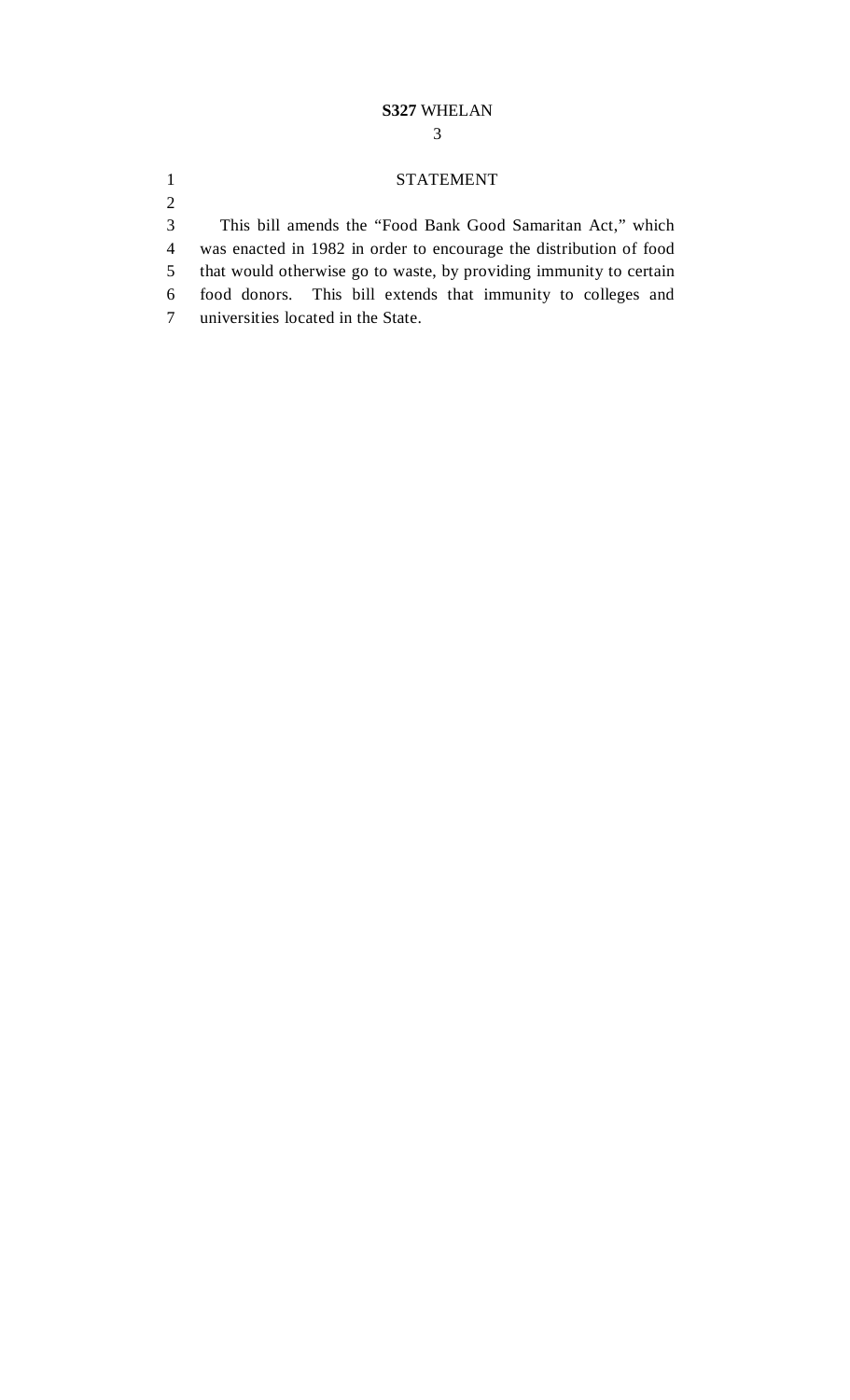## STATEMENT

This bill amends the "Food Bank Good Samaritan Act," which was enacted in 1982 in order to encourage the distribution of food that would otherwise go to waste, by providing immunity to certain food donors. This bill extends that immunity to colleges and universities located in the State.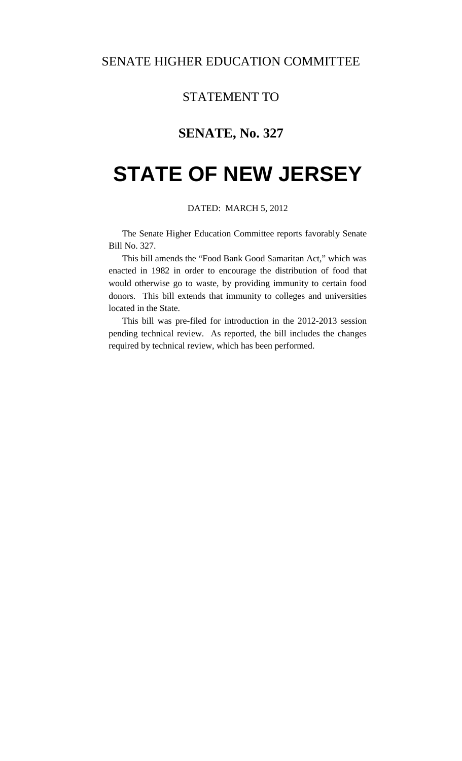SENATE HIGHER EDUCATION COMMITTEE

STATEMENT TO

## SENATE, No. 327

# STATE OF NEW JERSEY

DATED: MARCH 5, 2012

The Senate Higher Education Committee reports favorably Senate Bill No. 327.

This bill amends the "Food Bank Good Samaritan Act," which was enacted in 1982 in order to encourage the distribution of food that would otherwise go to waste, by providing immunity to certain food donors. This bill extends that immunity to colleges and universities located in the State.

This bill was pre-filed for introduction in the 2012-2013 session pending technical review. As reported, the bill includes the changes required by technical review, which has been performed.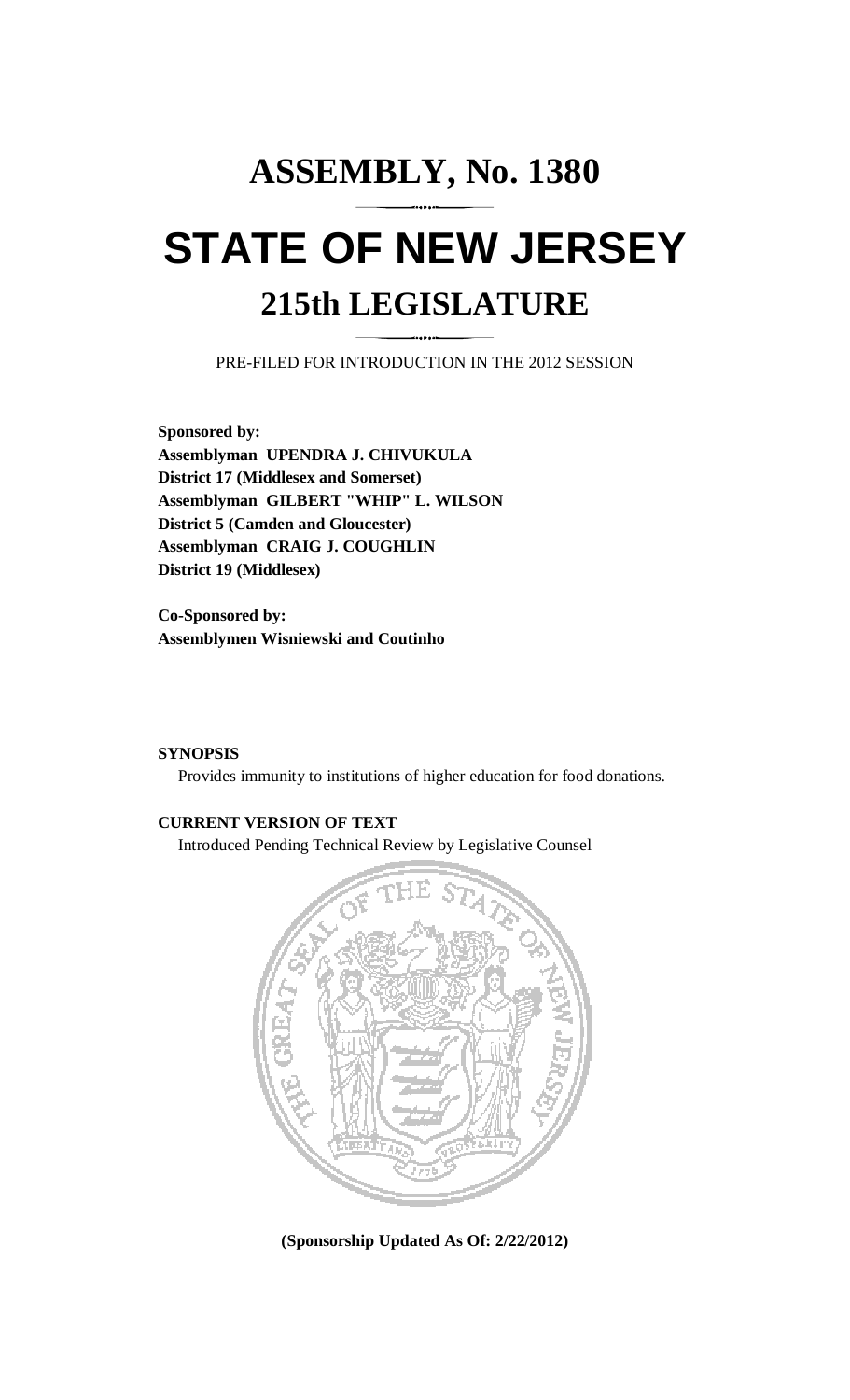# ASSEMBLY, No. 1380

# STATE OF NEW JERSEY

## 215th LEGISLATURE

PRE-FILED FOR INTRODUCTION IN THE 2012 SESSION

**Sponsored by:**
**Assemblyman UPENDRA J. CHIVUKULA**
**District 17 (Middlesex and Somerset)**
**Assemblyman GILBERT "WHIP" L. WILSON**
**District 5 (Camden and Gloucester)**
**Assemblyman CRAIG J. COUGHLIN**
**District 19 (Middlesex)**

**Co-Sponsored by:**
**Assemblymen Wisniewski and Coutinho**

**SYNOPSIS**

Provides immunity to institutions of higher education for food donations.

**CURRENT VERSION OF TEXT**

Introduced Pending Technical Review by Legislative Counsel

**(Sponsorship Updated As Of: 2/22/2012)**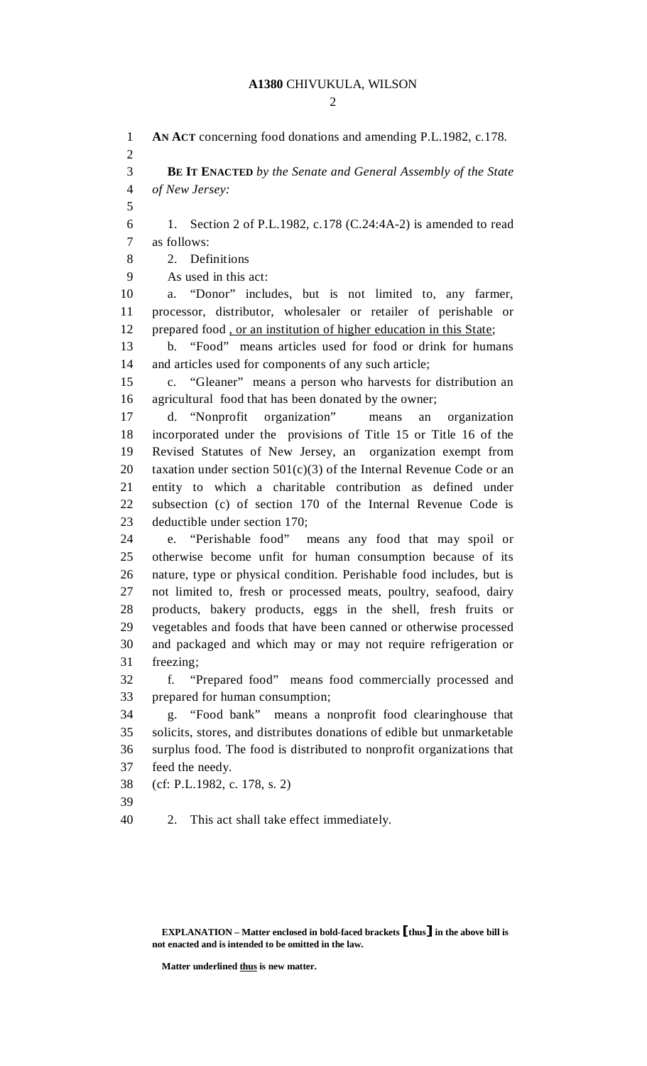**AN ACT** concerning food donations and amending P.L.1982, c.178.

**BE IT ENACTED** *by the Senate and General Assembly of the State of New Jersey:*

1. Section 2 of P.L.1982, c.178 (C.24:4A-2) is amended to read as follows:

2. Definitions

As used in this act:

a. "Donor" includes, but is not limited to, any farmer, processor, distributor, wholesaler or retailer of perishable or prepared food <u>, or an institution of higher education in this State</u>;

b. "Food" means articles used for food or drink for humans and articles used for components of any such article;

c. "Gleaner" means a person who harvests for distribution an agricultural food that has been donated by the owner;

d. "Nonprofit organization" means an organization incorporated under the provisions of Title 15 or Title 16 of the Revised Statutes of New Jersey, an organization exempt from taxation under section 501(c)(3) of the Internal Revenue Code or an entity to which a charitable contribution as defined under subsection (c) of section 170 of the Internal Revenue Code is deductible under section 170;

e. "Perishable food" means any food that may spoil or otherwise become unfit for human consumption because of its nature, type or physical condition. Perishable food includes, but is not limited to, fresh or processed meats, poultry, seafood, dairy products, bakery products, eggs in the shell, fresh fruits or vegetables and foods that have been canned or otherwise processed and packaged and which may or may not require refrigeration or freezing;

f. "Prepared food" means food commercially processed and prepared for human consumption;

g. "Food bank" means a nonprofit food clearinghouse that solicits, stores, and distributes donations of edible but unmarketable surplus food. The food is distributed to nonprofit organizations that feed the needy.

(cf: P.L.1982, c. 178, s. 2)

2. This act shall take effect immediately.

**EXPLANATION – Matter enclosed in bold-faced brackets [thus] in the above bill is not enacted and is intended to be omitted in the law.**

**Matter underlined <u>thus</u> is new matter.**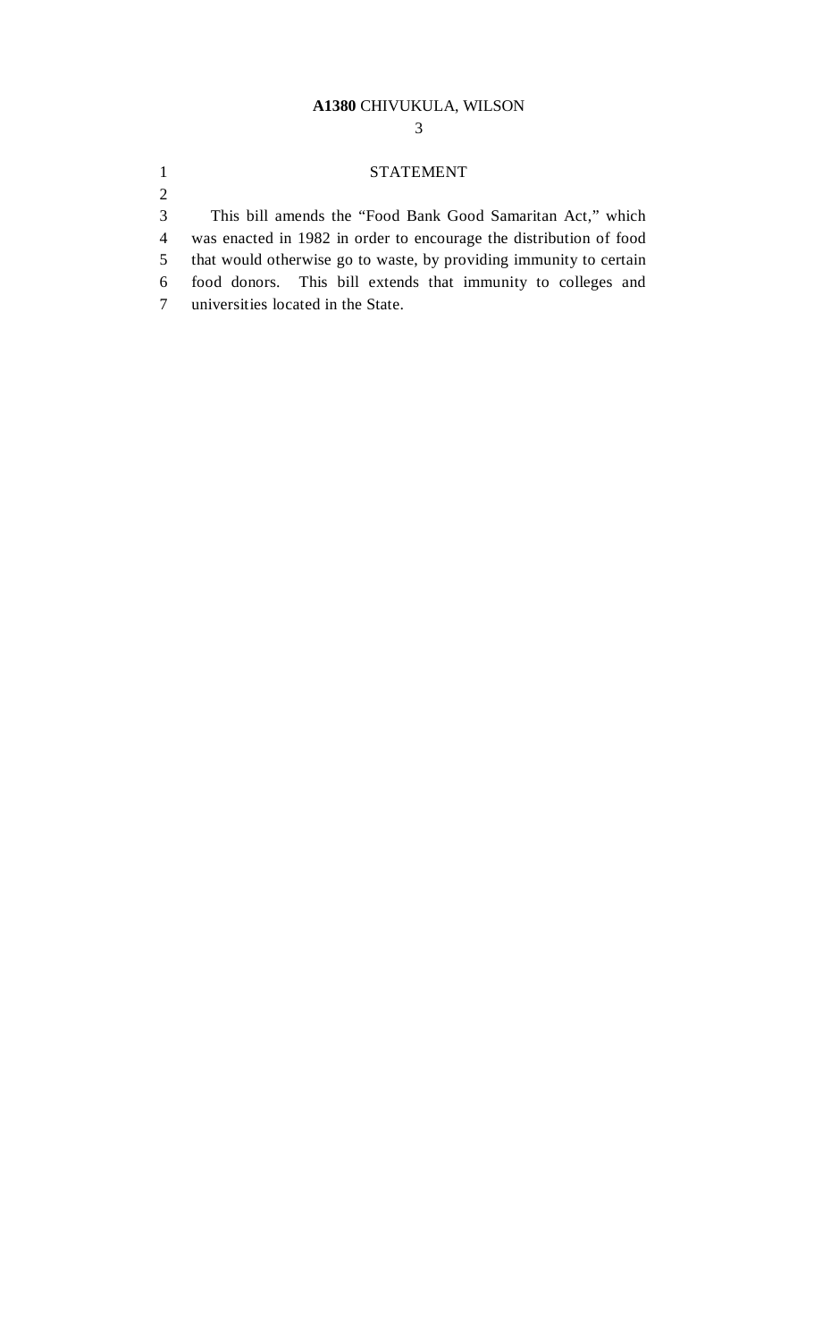## STATEMENT

This bill amends the "Food Bank Good Samaritan Act," which was enacted in 1982 in order to encourage the distribution of food that would otherwise go to waste, by providing immunity to certain food donors. This bill extends that immunity to colleges and universities located in the State.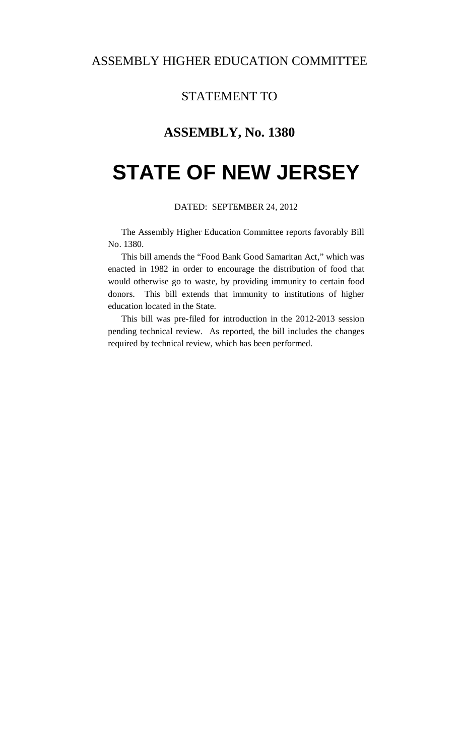ASSEMBLY HIGHER EDUCATION COMMITTEE

STATEMENT TO

**ASSEMBLY, No. 1380**

# STATE OF NEW JERSEY

DATED: SEPTEMBER 24, 2012

The Assembly Higher Education Committee reports favorably Bill No. 1380.

This bill amends the "Food Bank Good Samaritan Act," which was enacted in 1982 in order to encourage the distribution of food that would otherwise go to waste, by providing immunity to certain food donors. This bill extends that immunity to institutions of higher education located in the State.

This bill was pre-filed for introduction in the 2012-2013 session pending technical review. As reported, the bill includes the changes required by technical review, which has been performed.